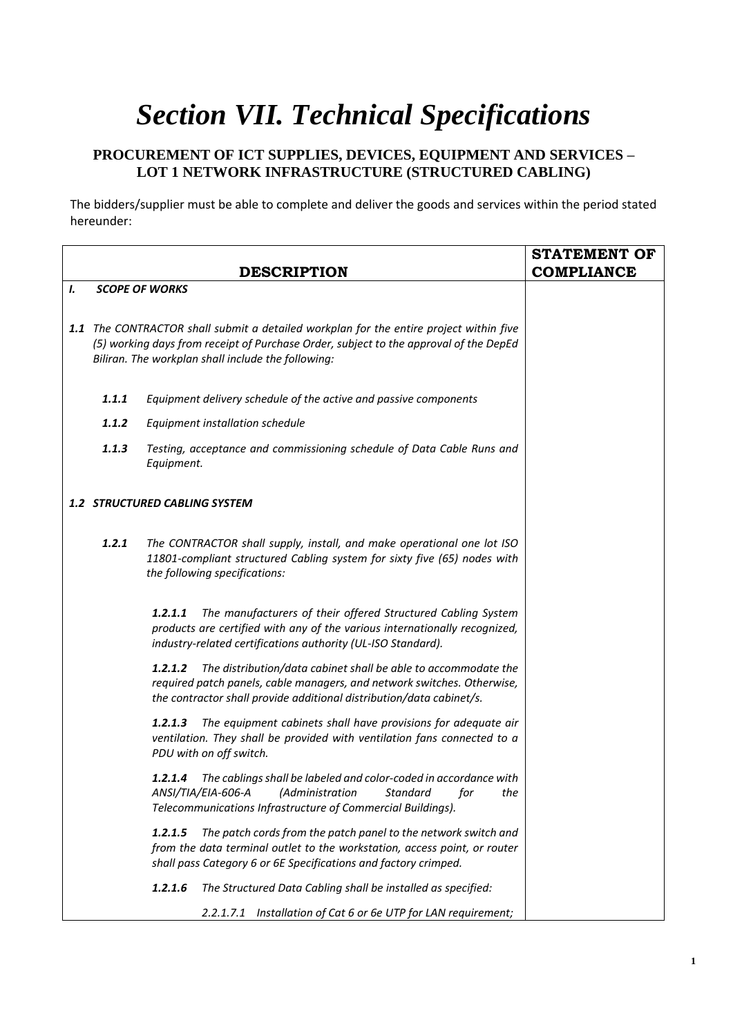# *Section VII. Technical Specifications*

## PROCUREMENT OF ICT SUPPLIES, DEVICES, EQUIPMENT AND SERVICES – LOT 1 NETWORK INFRASTRUCTURE (STRUCTURED CABLING)

The bidders/supplier must be able to complete and deliver the goods and services within the period stated hereunder:

| DESCRIPTION | STATEMENT OF COMPLIANCE |
|---|---|
| ***I. SCOPE OF WORKS*** | |
| ***1.1*** *The CONTRACTOR shall submit a detailed workplan for the entire project within five (5) working days from receipt of Purchase Order, subject to the approval of the DepEd Biliran. The workplan shall include the following:* | |
| ***1.1.1*** *Equipment delivery schedule of the active and passive components* | |
| ***1.1.2*** *Equipment installation schedule* | |
| ***1.1.3*** *Testing, acceptance and commissioning schedule of Data Cable Runs and Equipment.* | |
| ***1.2 STRUCTURED CABLING SYSTEM*** | |
| ***1.2.1*** *The CONTRACTOR shall supply, install, and make operational one lot ISO 11801-compliant structured Cabling system for sixty five (65) nodes with the following specifications:* | |
| ***1.2.1.1*** *The manufacturers of their offered Structured Cabling System products are certified with any of the various internationally recognized, industry-related certifications authority (UL-ISO Standard).* | |
| ***1.2.1.2*** *The distribution/data cabinet shall be able to accommodate the required patch panels, cable managers, and network switches. Otherwise, the contractor shall provide additional distribution/data cabinet/s.* | |
| ***1.2.1.3*** *The equipment cabinets shall have provisions for adequate air ventilation. They shall be provided with ventilation fans connected to a PDU with on off switch.* | |
| ***1.2.1.4*** *The cablings shall be labeled and color-coded in accordance with ANSI/TIA/EIA-606-A (Administration Standard for the Telecommunications Infrastructure of Commercial Buildings).* | |
| ***1.2.1.5*** *The patch cords from the patch panel to the network switch and from the data terminal outlet to the workstation, access point, or router shall pass Category 6 or 6E Specifications and factory crimped.* | |
| ***1.2.1.6*** *The Structured Data Cabling shall be installed as specified:* | |
| *2.2.1.7.1 Installation of Cat 6 or 6e UTP for LAN requirement;* | |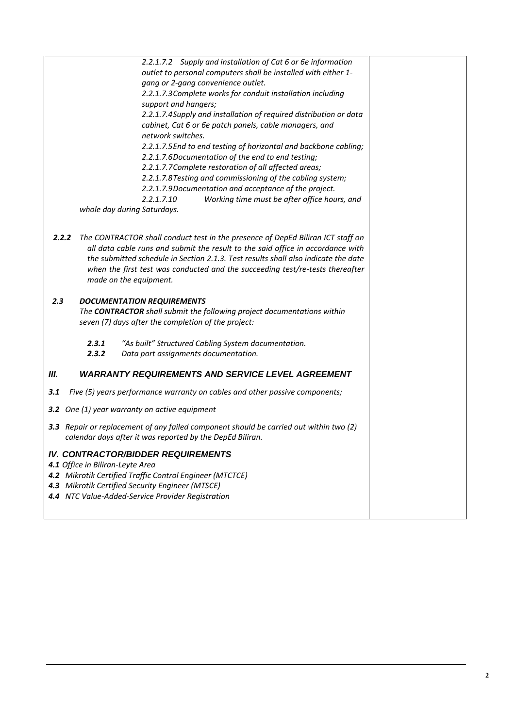*2.2.1.7.2 Supply and installation of Cat 6 or 6e information outlet to personal computers shall be installed with either 1-gang or 2-gang convenience outlet.*

*2.2.1.7.3 Complete works for conduit installation including support and hangers;*

*2.2.1.7.4 Supply and installation of required distribution or data cabinet, Cat 6 or 6e patch panels, cable managers, and network switches.*

*2.2.1.7.5 End to end testing of horizontal and backbone cabling;*

*2.2.1.7.6 Documentation of the end to end testing;*

*2.2.1.7.7 Complete restoration of all affected areas;*

*2.2.1.7.8 Testing and commissioning of the cabling system;*

*2.2.1.7.9 Documentation and acceptance of the project.*

*2.2.1.7.10 Working time must be after office hours, and whole day during Saturdays.*

***2.2.2*** *The CONTRACTOR shall conduct test in the presence of DepEd Biliran ICT staff on all data cable runs and submit the result to the said office in accordance with the submitted schedule in Section 2.1.3. Test results shall also indicate the date when the first test was conducted and the succeeding test/re-tests thereafter made on the equipment.*

***2.3 DOCUMENTATION REQUIREMENTS***

*The **CONTRACTOR** shall submit the following project documentations within seven (7) days after the completion of the project:*

***2.3.1*** *"As built" Structured Cabling System documentation.*

***2.3.2*** *Data port assignments documentation.*

## *III. WARRANTY REQUIREMENTS AND SERVICE LEVEL AGREEMENT*

***3.1*** *Five (5) years performance warranty on cables and other passive components;*

***3.2*** *One (1) year warranty on active equipment*

***3.3*** *Repair or replacement of any failed component should be carried out within two (2) calendar days after it was reported by the DepEd Biliran.*

## *IV. CONTRACTOR/BIDDER REQUIREMENTS*

***4.1*** *Office in Biliran-Leyte Area*

***4.2*** *Mikrotik Certified Traffic Control Engineer (MTCTCE)*

***4.3*** *Mikrotik Certified Security Engineer (MTSCE)*

***4.4*** *NTC Value-Added-Service Provider Registration*